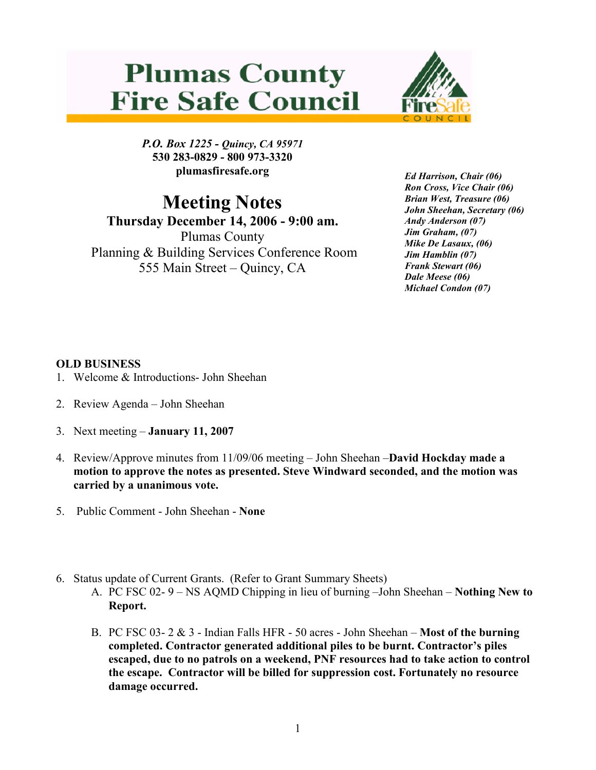# Plumas County Fire Safe Council

***P.O. Box 1225 - Quincy, CA 95971***
**530 283-0829 - 800 973-3320**
**plumasfiresafe.org**

# Meeting Notes

**Thursday December 14, 2006 - 9:00 am.**
Plumas County
Planning & Building Services Conference Room
555 Main Street – Quincy, CA

***Ed Harrison, Chair (06)***
***Ron Cross, Vice Chair (06)***
***Brian West, Treasure (06)***
***John Sheehan, Secretary (06)***
***Andy Anderson (07)***
***Jim Graham, (07)***
***Mike De Lasaux, (06)***
***Jim Hamblin (07)***
***Frank Stewart (06)***
***Dale Meese (06)***
***Michael Condon (07)***

**OLD BUSINESS**

1. Welcome & Introductions- John Sheehan

2. Review Agenda – John Sheehan

3. Next meeting – **January 11, 2007**

4. Review/Approve minutes from 11/09/06 meeting – John Sheehan –**David Hockday made a motion to approve the notes as presented. Steve Windward seconded, and the motion was carried by a unanimous vote.**

5. Public Comment - John Sheehan - **None**

6. Status update of Current Grants. (Refer to Grant Summary Sheets)
   A. PC FSC 02- 9 – NS AQMD Chipping in lieu of burning –John Sheehan – **Nothing New to Report.**

   B. PC FSC 03- 2 & 3 - Indian Falls HFR - 50 acres - John Sheehan – **Most of the burning completed. Contractor generated additional piles to be burnt. Contractor's piles escaped, due to no patrols on a weekend, PNF resources had to take action to control the escape. Contractor will be billed for suppression cost. Fortunately no resource damage occurred.**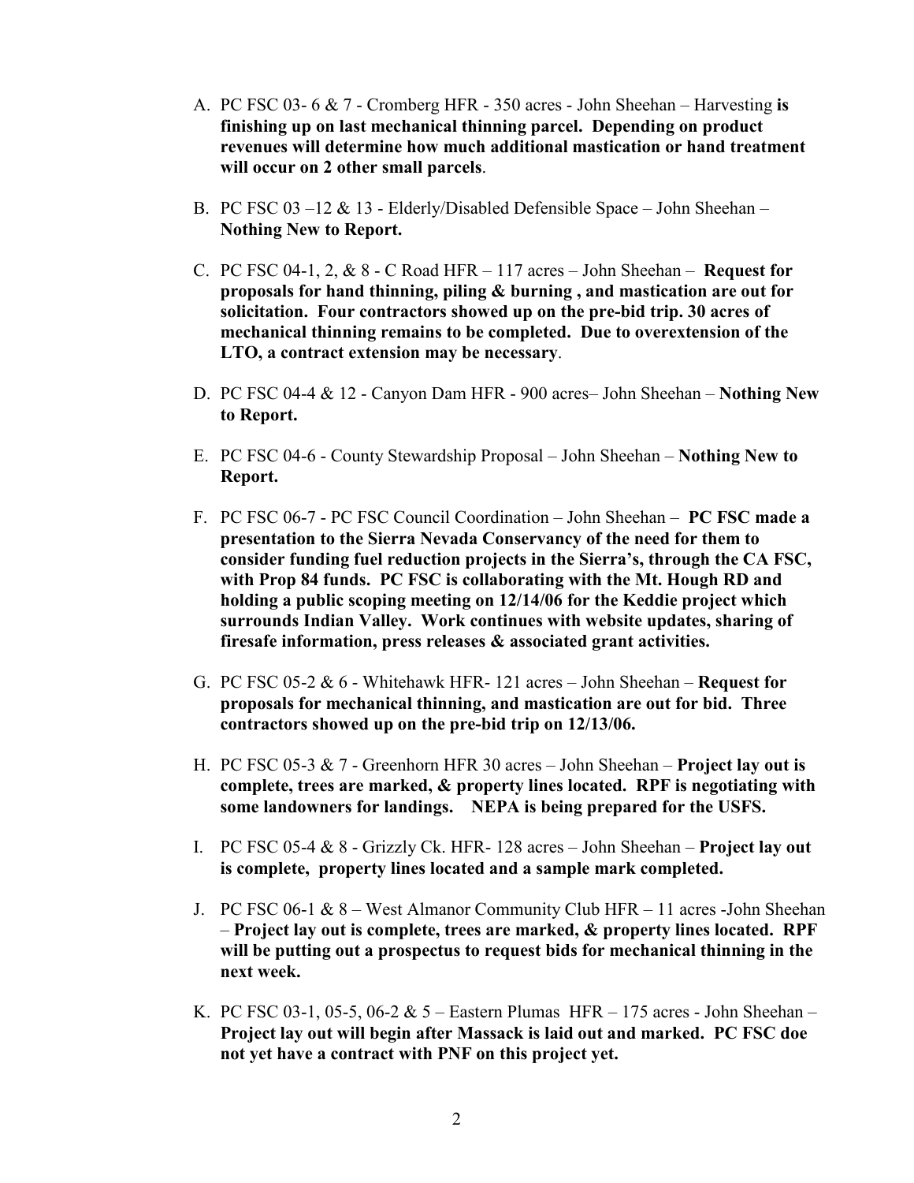A. PC FSC 03- 6 & 7 - Cromberg HFR - 350 acres - John Sheehan – Harvesting **is finishing up on last mechanical thinning parcel. Depending on product revenues will determine how much additional mastication or hand treatment will occur on 2 other small parcels**.

B. PC FSC 03 –12 & 13 - Elderly/Disabled Defensible Space – John Sheehan – **Nothing New to Report.**

C. PC FSC 04-1, 2, & 8 - C Road HFR – 117 acres – John Sheehan – **Request for proposals for hand thinning, piling & burning , and mastication are out for solicitation. Four contractors showed up on the pre-bid trip. 30 acres of mechanical thinning remains to be completed. Due to overextension of the LTO, a contract extension may be necessary**.

D. PC FSC 04-4 & 12 - Canyon Dam HFR - 900 acres– John Sheehan – **Nothing New to Report.**

E. PC FSC 04-6 - County Stewardship Proposal – John Sheehan – **Nothing New to Report.**

F. PC FSC 06-7 - PC FSC Council Coordination – John Sheehan – **PC FSC made a presentation to the Sierra Nevada Conservancy of the need for them to consider funding fuel reduction projects in the Sierra's, through the CA FSC, with Prop 84 funds. PC FSC is collaborating with the Mt. Hough RD and holding a public scoping meeting on 12/14/06 for the Keddie project which surrounds Indian Valley. Work continues with website updates, sharing of firesafe information, press releases & associated grant activities.**

G. PC FSC 05-2 & 6 - Whitehawk HFR- 121 acres – John Sheehan – **Request for proposals for mechanical thinning, and mastication are out for bid. Three contractors showed up on the pre-bid trip on 12/13/06.**

H. PC FSC 05-3 & 7 - Greenhorn HFR 30 acres – John Sheehan – **Project lay out is complete, trees are marked, & property lines located. RPF is negotiating with some landowners for landings. NEPA is being prepared for the USFS.**

I. PC FSC 05-4 & 8 - Grizzly Ck. HFR- 128 acres – John Sheehan – **Project lay out is complete, property lines located and a sample mark completed.**

J. PC FSC 06-1 & 8 – West Almanor Community Club HFR – 11 acres -John Sheehan – **Project lay out is complete, trees are marked, & property lines located. RPF will be putting out a prospectus to request bids for mechanical thinning in the next week.**

K. PC FSC 03-1, 05-5, 06-2 & 5 – Eastern Plumas HFR – 175 acres - John Sheehan – **Project lay out will begin after Massack is laid out and marked. PC FSC doe not yet have a contract with PNF on this project yet.**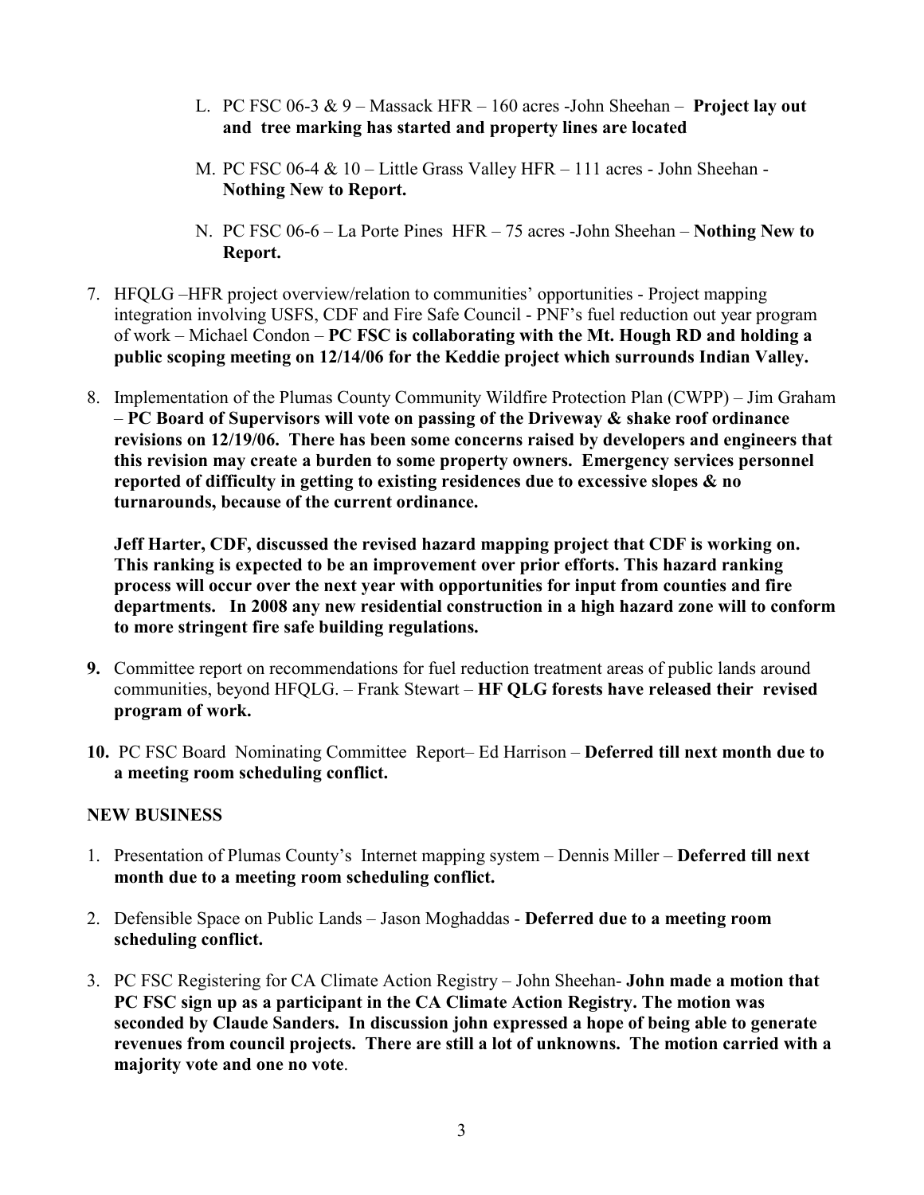L. PC FSC 06-3 & 9 – Massack HFR – 160 acres -John Sheehan – **Project lay out and tree marking has started and property lines are located**

M. PC FSC 06-4 & 10 – Little Grass Valley HFR – 111 acres - John Sheehan - **Nothing New to Report.**

N. PC FSC 06-6 – La Porte Pines HFR – 75 acres -John Sheehan – **Nothing New to Report.**

7. HFQLG –HFR project overview/relation to communities' opportunities - Project mapping integration involving USFS, CDF and Fire Safe Council - PNF's fuel reduction out year program of work – Michael Condon – **PC FSC is collaborating with the Mt. Hough RD and holding a public scoping meeting on 12/14/06 for the Keddie project which surrounds Indian Valley.**

8. Implementation of the Plumas County Community Wildfire Protection Plan (CWPP) – Jim Graham – **PC Board of Supervisors will vote on passing of the Driveway & shake roof ordinance revisions on 12/19/06. There has been some concerns raised by developers and engineers that this revision may create a burden to some property owners. Emergency services personnel reported of difficulty in getting to existing residences due to excessive slopes & no turnarounds, because of the current ordinance.**

   **Jeff Harter, CDF, discussed the revised hazard mapping project that CDF is working on. This ranking is expected to be an improvement over prior efforts. This hazard ranking process will occur over the next year with opportunities for input from counties and fire departments. In 2008 any new residential construction in a high hazard zone will to conform to more stringent fire safe building regulations.**

**9.** Committee report on recommendations for fuel reduction treatment areas of public lands around communities, beyond HFQLG. – Frank Stewart – **HF QLG forests have released their revised program of work.**

**10.** PC FSC Board Nominating Committee Report– Ed Harrison – **Deferred till next month due to a meeting room scheduling conflict.**

**NEW BUSINESS**

1. Presentation of Plumas County's Internet mapping system – Dennis Miller – **Deferred till next month due to a meeting room scheduling conflict.**

2. Defensible Space on Public Lands – Jason Moghaddas - **Deferred due to a meeting room scheduling conflict.**

3. PC FSC Registering for CA Climate Action Registry – John Sheehan- **John made a motion that PC FSC sign up as a participant in the CA Climate Action Registry. The motion was seconded by Claude Sanders. In discussion john expressed a hope of being able to generate revenues from council projects. There are still a lot of unknowns. The motion carried with a majority vote and one no vote**.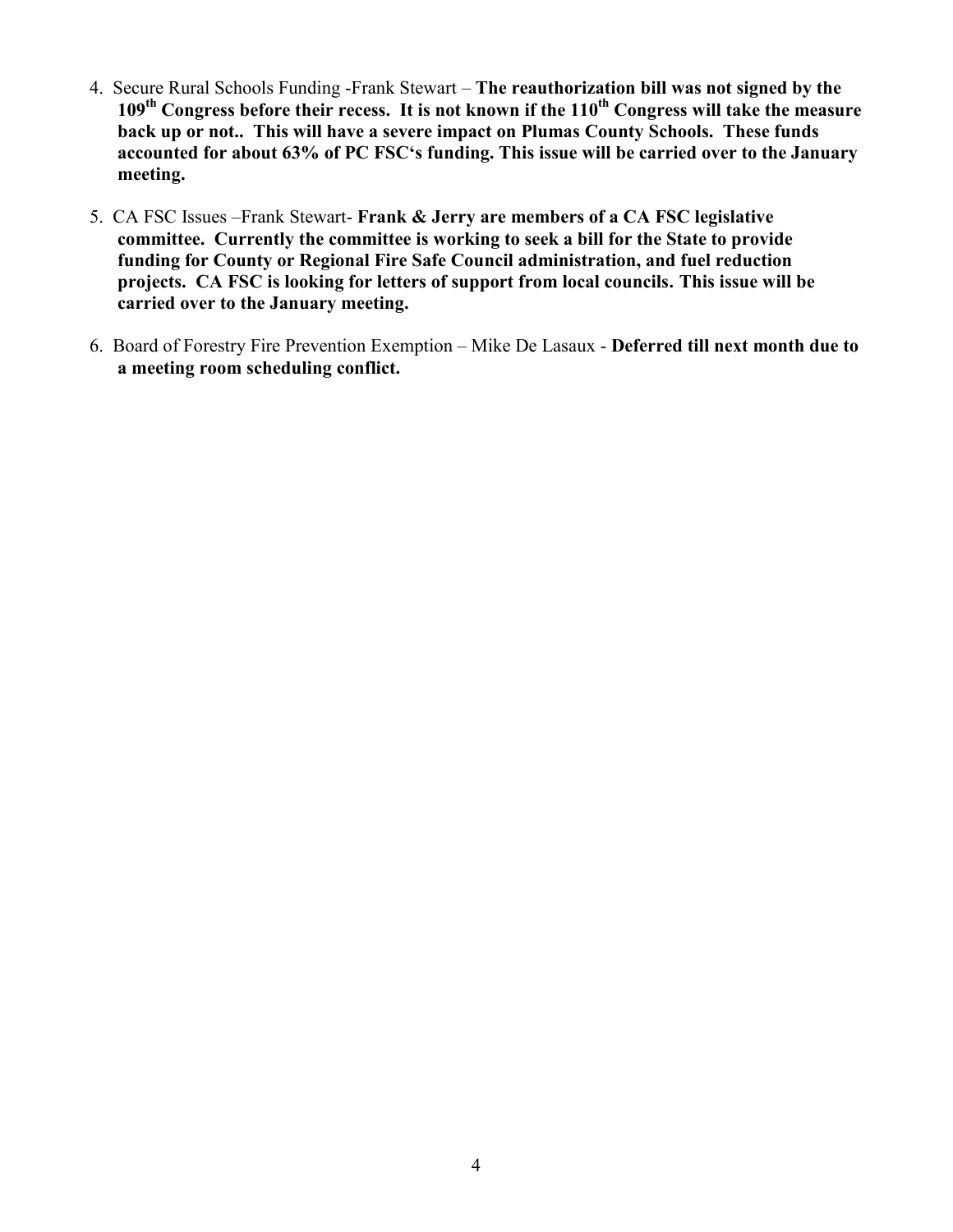4. Secure Rural Schools Funding -Frank Stewart – **The reauthorization bill was not signed by the 109th Congress before their recess. It is not known if the 110th Congress will take the measure back up or not.. This will have a severe impact on Plumas County Schools. These funds accounted for about 63% of PC FSC's funding. This issue will be carried over to the January meeting.**

5. CA FSC Issues –Frank Stewart- **Frank & Jerry are members of a CA FSC legislative committee. Currently the committee is working to seek a bill for the State to provide funding for County or Regional Fire Safe Council administration, and fuel reduction projects. CA FSC is looking for letters of support from local councils. This issue will be carried over to the January meeting.**

6. Board of Forestry Fire Prevention Exemption – Mike De Lasaux - **Deferred till next month due to a meeting room scheduling conflict.**